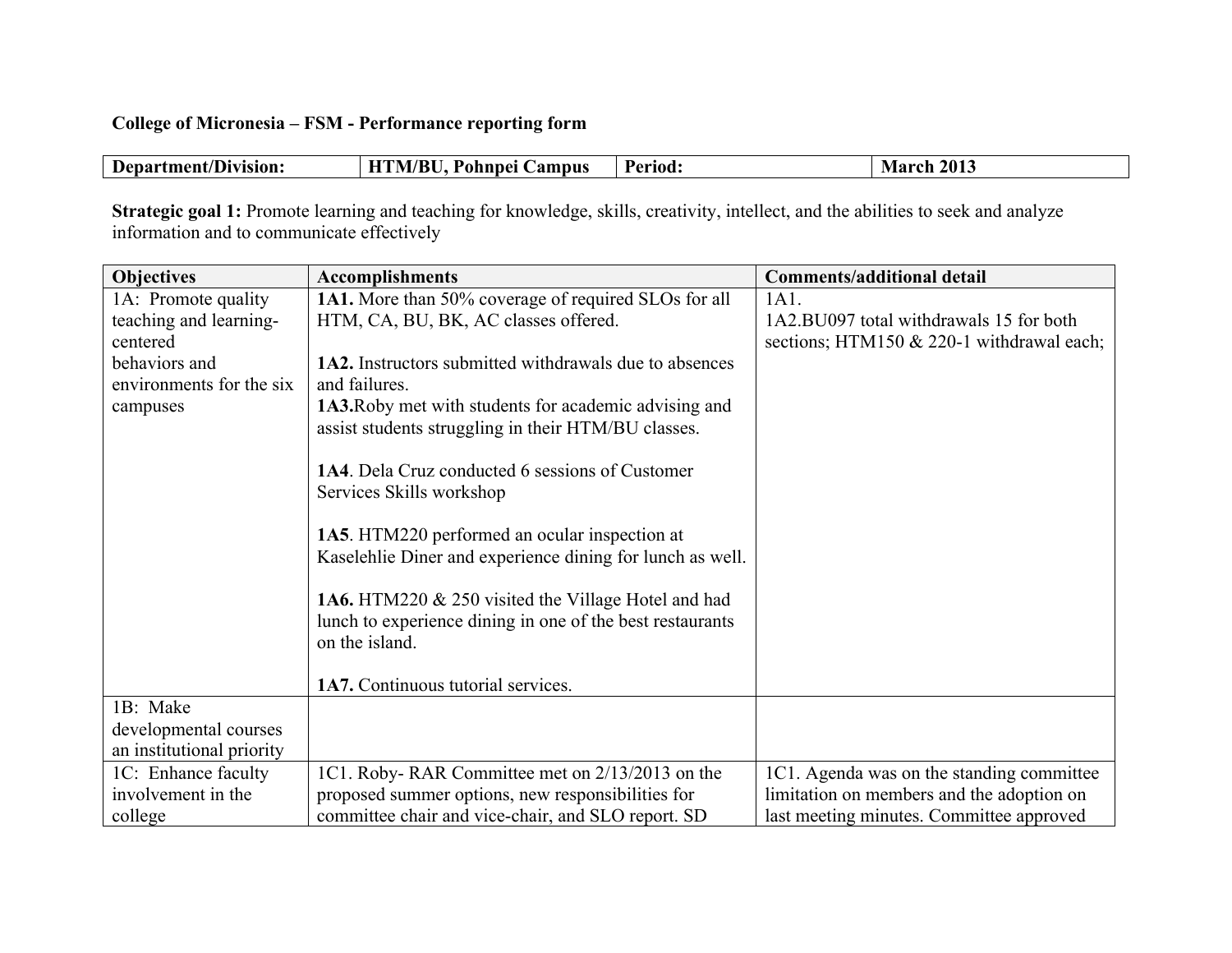**College of Micronesia – FSM - Performance reporting form**

| Department/Division: | HTM/BU, Pohnpei Campus | Period: | March 2013 |
|---|---|---|---|

**Strategic goal 1:** Promote learning and teaching for knowledge, skills, creativity, intellect, and the abilities to seek and analyze information and to communicate effectively

| Objectives | Accomplishments | Comments/additional detail |
|---|---|---|
| 1A: Promote quality teaching and learning-centered behaviors and environments for the six campuses | **1A1.** More than 50% coverage of required SLOs for all HTM, CA, BU, BK, AC classes offered.<br><br>**1A2.** Instructors submitted withdrawals due to absences and failures.<br>**1A3.**Roby met with students for academic advising and assist students struggling in their HTM/BU classes.<br><br>**1A4**. Dela Cruz conducted 6 sessions of Customer Services Skills workshop<br><br>**1A5**. HTM220 performed an ocular inspection at Kaselehlie Diner and experience dining for lunch as well.<br><br>**1A6.** HTM220 & 250 visited the Village Hotel and had lunch to experience dining in one of the best restaurants on the island.<br><br>**1A7.** Continuous tutorial services. | 1A1.<br>1A2.BU097 total withdrawals 15 for both sections; HTM150 & 220-1 withdrawal each; |
| 1B: Make developmental courses an institutional priority | | |
| 1C: Enhance faculty involvement in the college | 1C1. Roby- RAR Committee met on 2/13/2013 on the proposed summer options, new responsibilities for committee chair and vice-chair, and SLO report. SD | 1C1. Agenda was on the standing committee limitation on members and the adoption on last meeting minutes. Committee approved |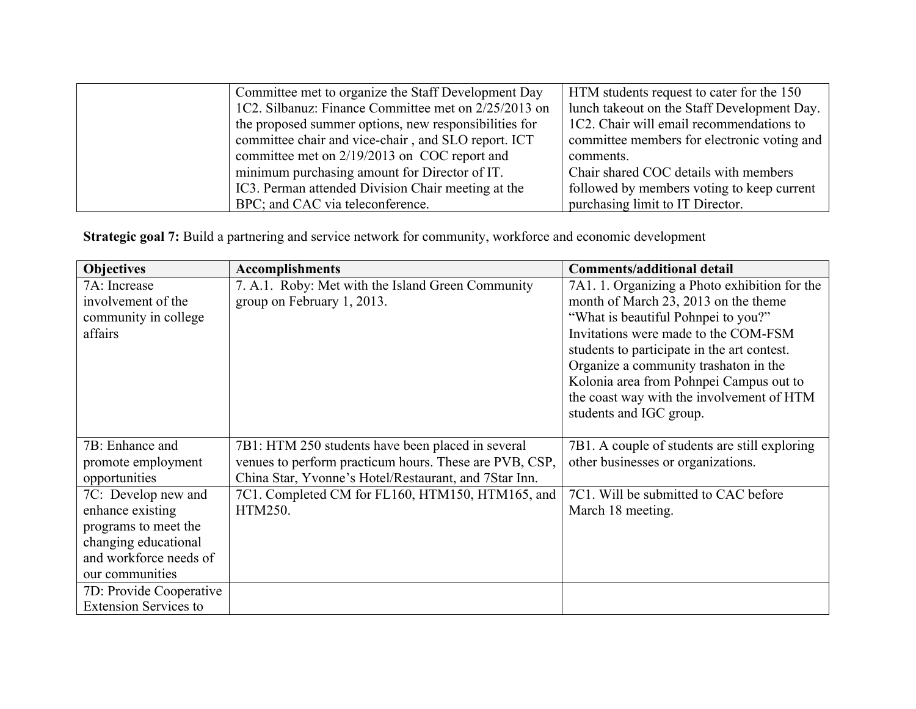|  | Committee met to organize the Staff Development Day<br>1C2. Silbanuz: Finance Committee met on 2/25/2013 on the proposed summer options, new responsibilities for committee chair and vice-chair , and SLO report. ICT committee met on 2/19/2013 on COC report and minimum purchasing amount for Director of IT.<br>IC3. Perman attended Division Chair meeting at the BPC; and CAC via teleconference. | HTM students request to cater for the 150 lunch takeout on the Staff Development Day.<br>1C2. Chair will email recommendations to committee members for electronic voting and comments.<br>Chair shared COC details with members followed by members voting to keep current purchasing limit to IT Director. |
|---|---|---|

**Strategic goal 7:** Build a partnering and service network for community, workforce and economic development

| Objectives | Accomplishments | Comments/additional detail |
|---|---|---|
| 7A: Increase involvement of the community in college affairs | 7. A.1. Roby: Met with the Island Green Community group on February 1, 2013. | 7A1. 1. Organizing a Photo exhibition for the month of March 23, 2013 on the theme "What is beautiful Pohnpei to you?" Invitations were made to the COM-FSM students to participate in the art contest.<br>Organize a community trashaton in the Kolonia area from Pohnpei Campus out to the coast way with the involvement of HTM students and IGC group. |
| 7B: Enhance and promote employment opportunities | 7B1: HTM 250 students have been placed in several venues to perform practicum hours. These are PVB, CSP, China Star, Yvonne's Hotel/Restaurant, and 7Star Inn. | 7B1. A couple of students are still exploring other businesses or organizations. |
| 7C: Develop new and enhance existing programs to meet the changing educational and workforce needs of our communities | 7C1. Completed CM for FL160, HTM150, HTM165, and HTM250. | 7C1. Will be submitted to CAC before March 18 meeting. |
| 7D: Provide Cooperative Extension Services to |  |  |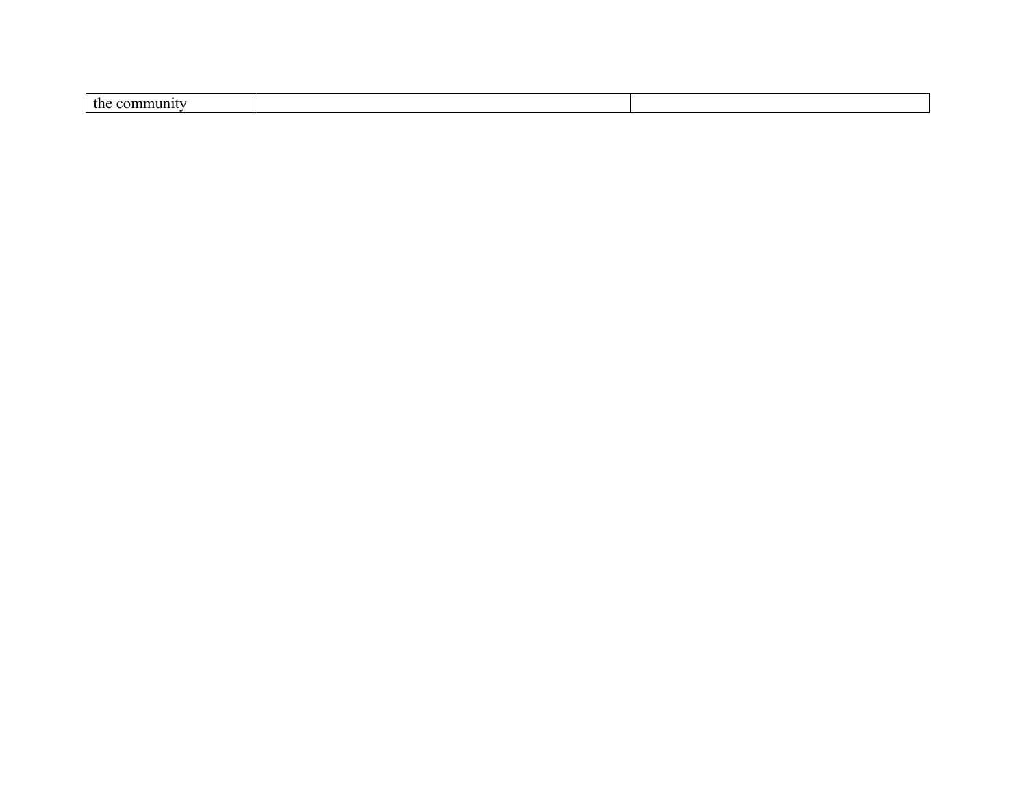| | | |
|---|---|---|
| the community | | |